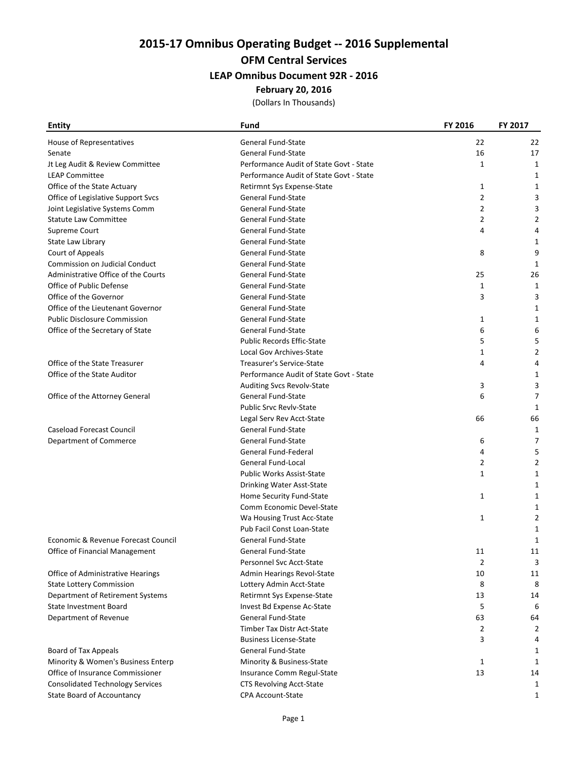# 2015-17 Omnibus Operating Budget -- 2016 Supplemental

## OFM Central Services

### LEAP Omnibus Document 92R - 2016

**February 20, 2016**

(Dollars In Thousands)

| Entity | Fund | FY 2016 | FY 2017 |
|---|---|---|---|
| House of Representatives | General Fund-State | 22 | 22 |
| Senate | General Fund-State | 16 | 17 |
| Jt Leg Audit & Review Committee | Performance Audit of State Govt - State | 1 | 1 |
| LEAP Committee | Performance Audit of State Govt - State | | 1 |
| Office of the State Actuary | Retirmnt Sys Expense-State | 1 | 1 |
| Office of Legislative Support Svcs | General Fund-State | 2 | 3 |
| Joint Legislative Systems Comm | General Fund-State | 2 | 3 |
| Statute Law Committee | General Fund-State | 2 | 2 |
| Supreme Court | General Fund-State | 4 | 4 |
| State Law Library | General Fund-State | | 1 |
| Court of Appeals | General Fund-State | 8 | 9 |
| Commission on Judicial Conduct | General Fund-State | | 1 |
| Administrative Office of the Courts | General Fund-State | 25 | 26 |
| Office of Public Defense | General Fund-State | 1 | 1 |
| Office of the Governor | General Fund-State | 3 | 3 |
| Office of the Lieutenant Governor | General Fund-State | | 1 |
| Public Disclosure Commission | General Fund-State | 1 | 1 |
| Office of the Secretary of State | General Fund-State | 6 | 6 |
| | Public Records Effic-State | 5 | 5 |
| | Local Gov Archives-State | 1 | 2 |
| Office of the State Treasurer | Treasurer's Service-State | 4 | 4 |
| Office of the State Auditor | Performance Audit of State Govt - State | | 1 |
| | Auditing Svcs Revolv-State | 3 | 3 |
| Office of the Attorney General | General Fund-State | 6 | 7 |
| | Public Srvc Revlv-State | | 1 |
| | Legal Serv Rev Acct-State | 66 | 66 |
| Caseload Forecast Council | General Fund-State | | 1 |
| Department of Commerce | General Fund-State | 6 | 7 |
| | General Fund-Federal | 4 | 5 |
| | General Fund-Local | 2 | 2 |
| | Public Works Assist-State | 1 | 1 |
| | Drinking Water Asst-State | | 1 |
| | Home Security Fund-State | 1 | 1 |
| | Comm Economic Devel-State | | 1 |
| | Wa Housing Trust Acc-State | 1 | 2 |
| | Pub Facil Const Loan-State | | 1 |
| Economic & Revenue Forecast Council | General Fund-State | | 1 |
| Office of Financial Management | General Fund-State | 11 | 11 |
| | Personnel Svc Acct-State | 2 | 3 |
| Office of Administrative Hearings | Admin Hearings Revol-State | 10 | 11 |
| State Lottery Commission | Lottery Admin Acct-State | 8 | 8 |
| Department of Retirement Systems | Retirmnt Sys Expense-State | 13 | 14 |
| State Investment Board | Invest Bd Expense Ac-State | 5 | 6 |
| Department of Revenue | General Fund-State | 63 | 64 |
| | Timber Tax Distr Act-State | 2 | 2 |
| | Business License-State | 3 | 4 |
| Board of Tax Appeals | General Fund-State | | 1 |
| Minority & Women's Business Enterp | Minority & Business-State | 1 | 1 |
| Office of Insurance Commissioner | Insurance Comm Regul-State | 13 | 14 |
| Consolidated Technology Services | CTS Revolving Acct-State | | 1 |
| State Board of Accountancy | CPA Account-State | | 1 |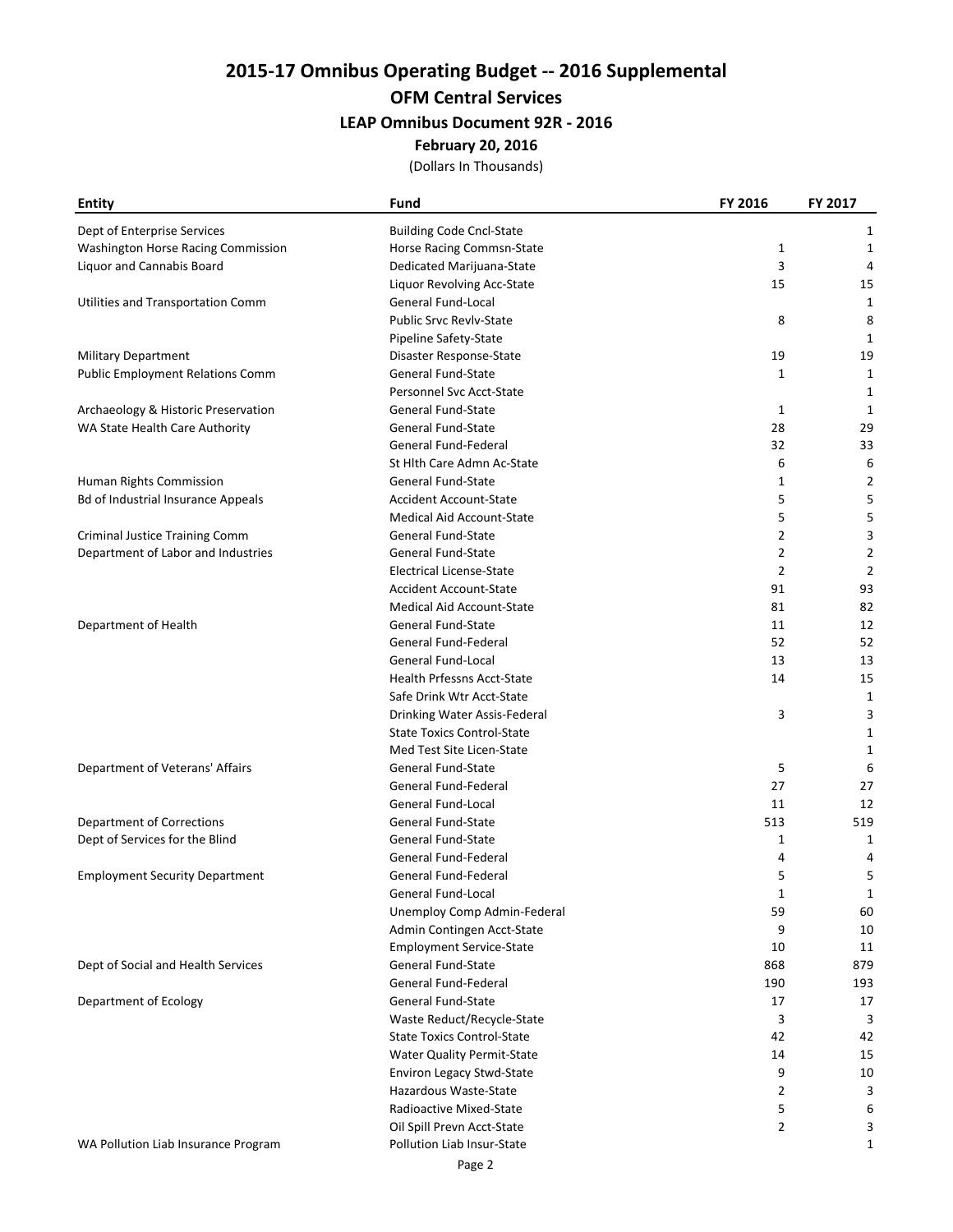# 2015-17 Omnibus Operating Budget -- 2016 Supplemental

## OFM Central Services

### LEAP Omnibus Document 92R - 2016

**February 20, 2016**

(Dollars In Thousands)

| Entity | Fund | FY 2016 | FY 2017 |
|---|---|---|---|
| Dept of Enterprise Services | Building Code Cncl-State | | 1 |
| Washington Horse Racing Commission | Horse Racing Commsn-State | 1 | 1 |
| Liquor and Cannabis Board | Dedicated Marijuana-State | 3 | 4 |
| | Liquor Revolving Acc-State | 15 | 15 |
| Utilities and Transportation Comm | General Fund-Local | | 1 |
| | Public Srvc Revlv-State | 8 | 8 |
| | Pipeline Safety-State | | 1 |
| Military Department | Disaster Response-State | 19 | 19 |
| Public Employment Relations Comm | General Fund-State | 1 | 1 |
| | Personnel Svc Acct-State | | 1 |
| Archaeology & Historic Preservation | General Fund-State | 1 | 1 |
| WA State Health Care Authority | General Fund-State | 28 | 29 |
| | General Fund-Federal | 32 | 33 |
| | St Hlth Care Admn Ac-State | 6 | 6 |
| Human Rights Commission | General Fund-State | 1 | 2 |
| Bd of Industrial Insurance Appeals | Accident Account-State | 5 | 5 |
| | Medical Aid Account-State | 5 | 5 |
| Criminal Justice Training Comm | General Fund-State | 2 | 3 |
| Department of Labor and Industries | General Fund-State | 2 | 2 |
| | Electrical License-State | 2 | 2 |
| | Accident Account-State | 91 | 93 |
| | Medical Aid Account-State | 81 | 82 |
| Department of Health | General Fund-State | 11 | 12 |
| | General Fund-Federal | 52 | 52 |
| | General Fund-Local | 13 | 13 |
| | Health Prfessns Acct-State | 14 | 15 |
| | Safe Drink Wtr Acct-State | | 1 |
| | Drinking Water Assis-Federal | 3 | 3 |
| | State Toxics Control-State | | 1 |
| | Med Test Site Licen-State | | 1 |
| Department of Veterans' Affairs | General Fund-State | 5 | 6 |
| | General Fund-Federal | 27 | 27 |
| | General Fund-Local | 11 | 12 |
| Department of Corrections | General Fund-State | 513 | 519 |
| Dept of Services for the Blind | General Fund-State | 1 | 1 |
| | General Fund-Federal | 4 | 4 |
| Employment Security Department | General Fund-Federal | 5 | 5 |
| | General Fund-Local | 1 | 1 |
| | Unemploy Comp Admin-Federal | 59 | 60 |
| | Admin Contingen Acct-State | 9 | 10 |
| | Employment Service-State | 10 | 11 |
| Dept of Social and Health Services | General Fund-State | 868 | 879 |
| | General Fund-Federal | 190 | 193 |
| Department of Ecology | General Fund-State | 17 | 17 |
| | Waste Reduct/Recycle-State | 3 | 3 |
| | State Toxics Control-State | 42 | 42 |
| | Water Quality Permit-State | 14 | 15 |
| | Environ Legacy Stwd-State | 9 | 10 |
| | Hazardous Waste-State | 2 | 3 |
| | Radioactive Mixed-State | 5 | 6 |
| | Oil Spill Prevn Acct-State | 2 | 3 |
| WA Pollution Liab Insurance Program | Pollution Liab Insur-State | | 1 |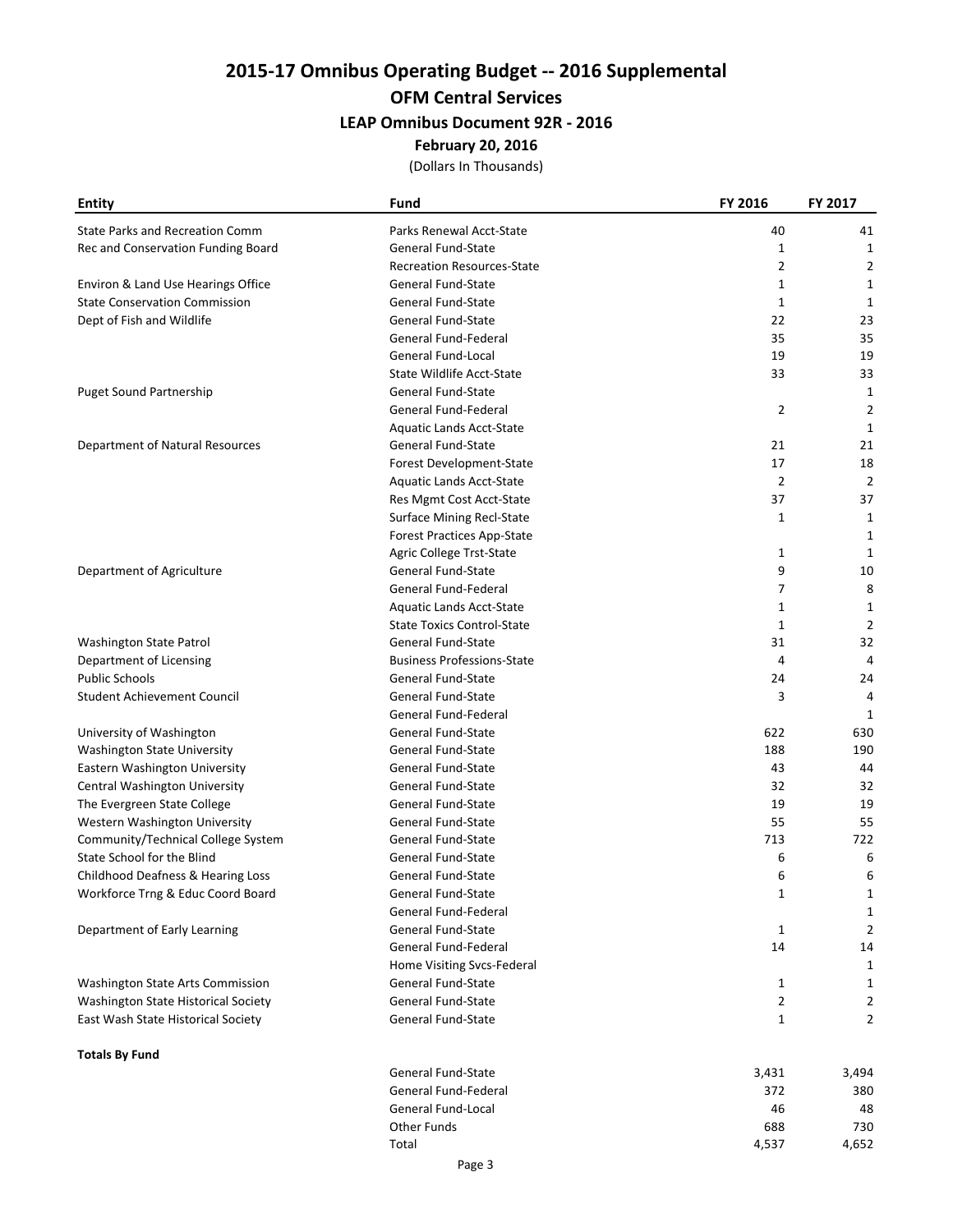# 2015-17 Omnibus Operating Budget -- 2016 Supplemental

## OFM Central Services

### LEAP Omnibus Document 92R - 2016

**February 20, 2016**

(Dollars In Thousands)

| Entity | Fund | FY 2016 | FY 2017 |
|---|---|---|---|
| State Parks and Recreation Comm | Parks Renewal Acct-State | 40 | 41 |
| Rec and Conservation Funding Board | General Fund-State | 1 | 1 |
| | Recreation Resources-State | 2 | 2 |
| Environ & Land Use Hearings Office | General Fund-State | 1 | 1 |
| State Conservation Commission | General Fund-State | 1 | 1 |
| Dept of Fish and Wildlife | General Fund-State | 22 | 23 |
| | General Fund-Federal | 35 | 35 |
| | General Fund-Local | 19 | 19 |
| | State Wildlife Acct-State | 33 | 33 |
| Puget Sound Partnership | General Fund-State | | 1 |
| | General Fund-Federal | 2 | 2 |
| | Aquatic Lands Acct-State | | 1 |
| Department of Natural Resources | General Fund-State | 21 | 21 |
| | Forest Development-State | 17 | 18 |
| | Aquatic Lands Acct-State | 2 | 2 |
| | Res Mgmt Cost Acct-State | 37 | 37 |
| | Surface Mining Recl-State | 1 | 1 |
| | Forest Practices App-State | | 1 |
| | Agric College Trst-State | 1 | 1 |
| Department of Agriculture | General Fund-State | 9 | 10 |
| | General Fund-Federal | 7 | 8 |
| | Aquatic Lands Acct-State | 1 | 1 |
| | State Toxics Control-State | 1 | 2 |
| Washington State Patrol | General Fund-State | 31 | 32 |
| Department of Licensing | Business Professions-State | 4 | 4 |
| Public Schools | General Fund-State | 24 | 24 |
| Student Achievement Council | General Fund-State | 3 | 4 |
| | General Fund-Federal | | 1 |
| University of Washington | General Fund-State | 622 | 630 |
| Washington State University | General Fund-State | 188 | 190 |
| Eastern Washington University | General Fund-State | 43 | 44 |
| Central Washington University | General Fund-State | 32 | 32 |
| The Evergreen State College | General Fund-State | 19 | 19 |
| Western Washington University | General Fund-State | 55 | 55 |
| Community/Technical College System | General Fund-State | 713 | 722 |
| State School for the Blind | General Fund-State | 6 | 6 |
| Childhood Deafness & Hearing Loss | General Fund-State | 6 | 6 |
| Workforce Trng & Educ Coord Board | General Fund-State | 1 | 1 |
| | General Fund-Federal | | 1 |
| Department of Early Learning | General Fund-State | 1 | 2 |
| | General Fund-Federal | 14 | 14 |
| | Home Visiting Svcs-Federal | | 1 |
| Washington State Arts Commission | General Fund-State | 1 | 1 |
| Washington State Historical Society | General Fund-State | 2 | 2 |
| East Wash State Historical Society | General Fund-State | 1 | 2 |
| **Totals By Fund** | | | |
| | General Fund-State | 3,431 | 3,494 |
| | General Fund-Federal | 372 | 380 |
| | General Fund-Local | 46 | 48 |
| | Other Funds | 688 | 730 |
| | Total | 4,537 | 4,652 |